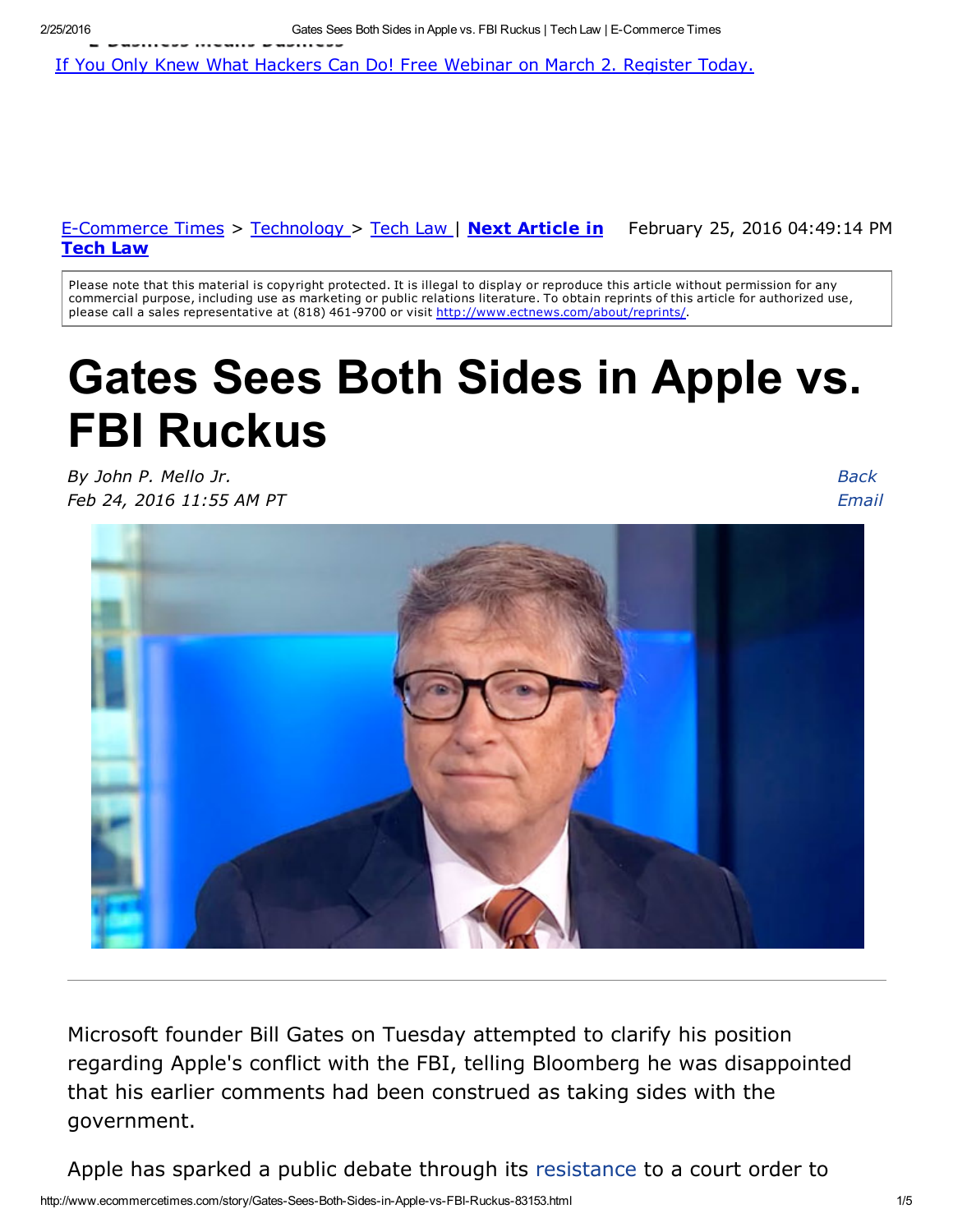If You Only Knew What Hackers Can Do! Free Webinar on March 2. Register Today.

E-Commerce Times > Technology > Tech Law | **Next Article in Tech Law** February 25, 2016 04:49:14 PM

Please note that this material is copyright protected. It is illegal to display or reproduce this article without permission for any commercial purpose, including use as marketing or public relations literature. To obtain reprints of this article for authorized use, please call a sales representative at (818) 461-9700 or visit http://www.ectnews.com/about/reprints/.

# Gates Sees Both Sides in Apple vs. FBI Ruckus

*By John P. Mello Jr.*
*Feb 24, 2016 11:55 AM PT*

*Back*
*Email*

Microsoft founder Bill Gates on Tuesday attempted to clarify his position regarding Apple's conflict with the FBI, telling Bloomberg he was disappointed that his earlier comments had been construed as taking sides with the government.

Apple has sparked a public debate through its resistance to a court order to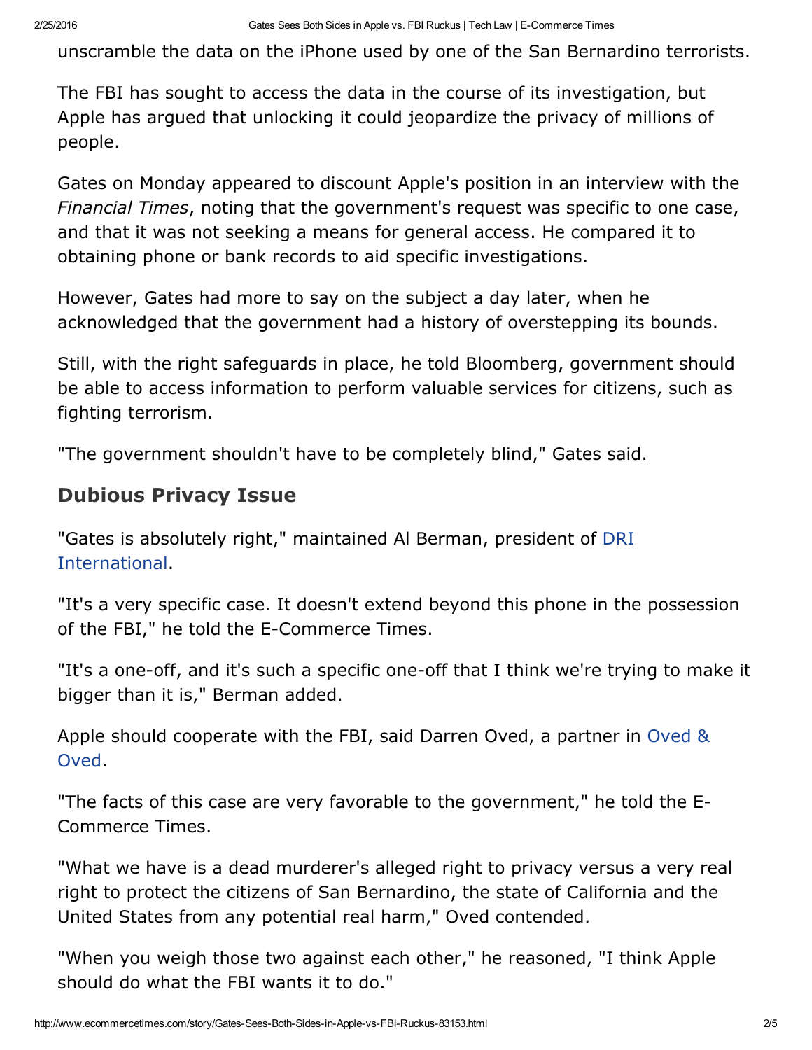unscramble the data on the iPhone used by one of the San Bernardino terrorists.

The FBI has sought to access the data in the course of its investigation, but Apple has argued that unlocking it could jeopardize the privacy of millions of people.

Gates on Monday appeared to discount Apple's position in an interview with the *Financial Times*, noting that the government's request was specific to one case, and that it was not seeking a means for general access. He compared it to obtaining phone or bank records to aid specific investigations.

However, Gates had more to say on the subject a day later, when he acknowledged that the government had a history of overstepping its bounds.

Still, with the right safeguards in place, he told Bloomberg, government should be able to access information to perform valuable services for citizens, such as fighting terrorism.

"The government shouldn't have to be completely blind," Gates said.

## Dubious Privacy Issue

"Gates is absolutely right," maintained Al Berman, president of DRI International.

"It's a very specific case. It doesn't extend beyond this phone in the possession of the FBI," he told the E-Commerce Times.

"It's a one-off, and it's such a specific one-off that I think we're trying to make it bigger than it is," Berman added.

Apple should cooperate with the FBI, said Darren Oved, a partner in Oved & Oved.

"The facts of this case are very favorable to the government," he told the E-Commerce Times.

"What we have is a dead murderer's alleged right to privacy versus a very real right to protect the citizens of San Bernardino, the state of California and the United States from any potential real harm," Oved contended.

"When you weigh those two against each other," he reasoned, "I think Apple should do what the FBI wants it to do."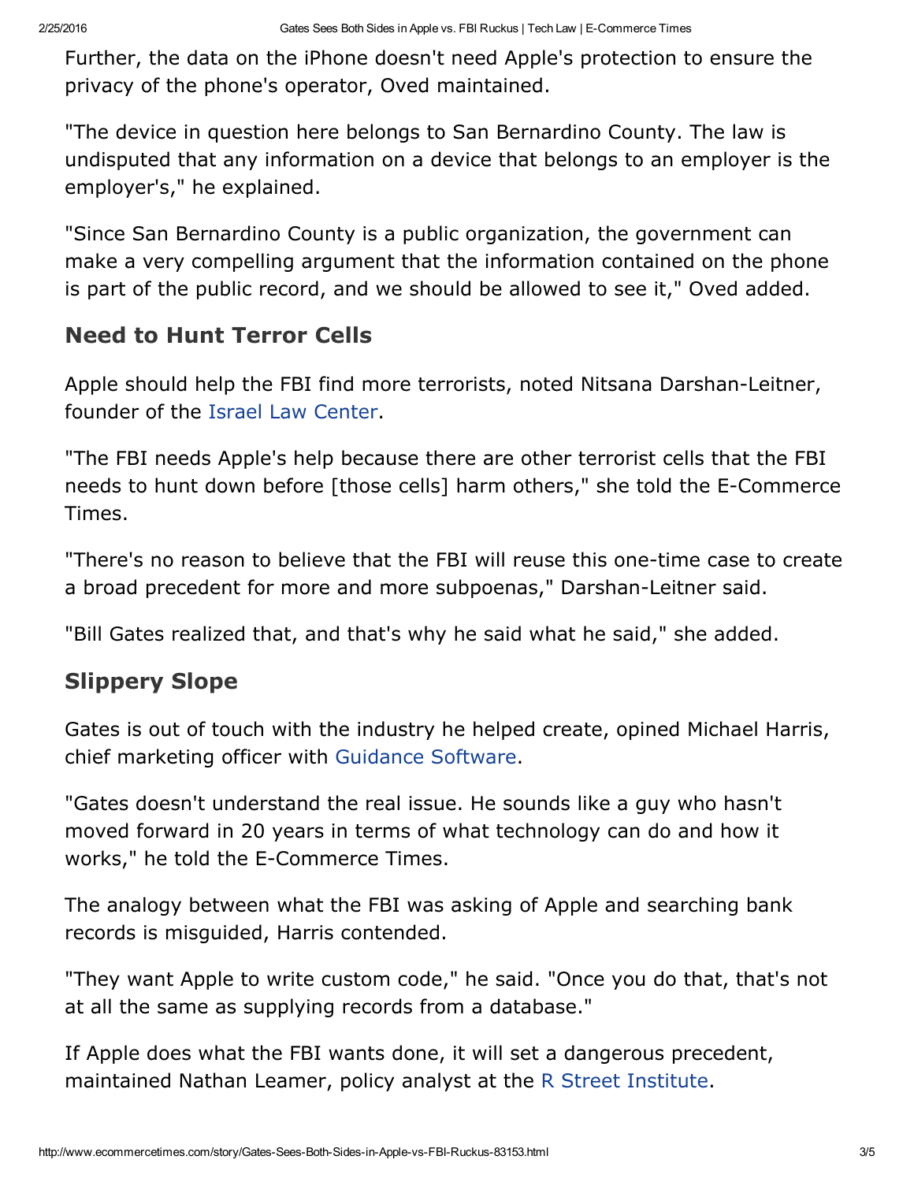Further, the data on the iPhone doesn't need Apple's protection to ensure the privacy of the phone's operator, Oved maintained.

"The device in question here belongs to San Bernardino County. The law is undisputed that any information on a device that belongs to an employer is the employer's," he explained.

"Since San Bernardino County is a public organization, the government can make a very compelling argument that the information contained on the phone is part of the public record, and we should be allowed to see it," Oved added.

## Need to Hunt Terror Cells

Apple should help the FBI find more terrorists, noted Nitsana Darshan-Leitner, founder of the Israel Law Center.

"The FBI needs Apple's help because there are other terrorist cells that the FBI needs to hunt down before [those cells] harm others," she told the E-Commerce Times.

"There's no reason to believe that the FBI will reuse this one-time case to create a broad precedent for more and more subpoenas," Darshan-Leitner said.

"Bill Gates realized that, and that's why he said what he said," she added.

## Slippery Slope

Gates is out of touch with the industry he helped create, opined Michael Harris, chief marketing officer with Guidance Software.

"Gates doesn't understand the real issue. He sounds like a guy who hasn't moved forward in 20 years in terms of what technology can do and how it works," he told the E-Commerce Times.

The analogy between what the FBI was asking of Apple and searching bank records is misguided, Harris contended.

"They want Apple to write custom code," he said. "Once you do that, that's not at all the same as supplying records from a database."

If Apple does what the FBI wants done, it will set a dangerous precedent, maintained Nathan Leamer, policy analyst at the R Street Institute.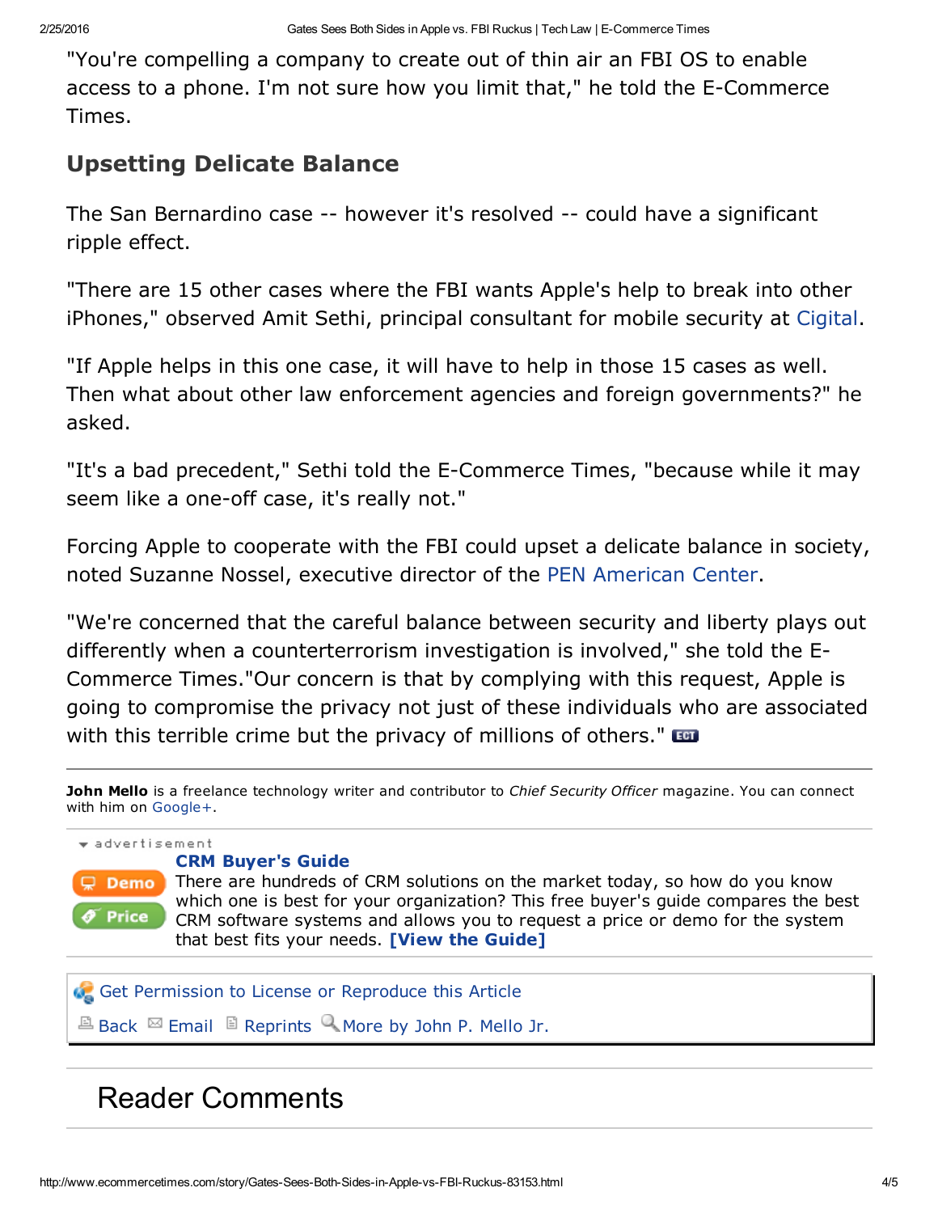"You're compelling a company to create out of thin air an FBI OS to enable access to a phone. I'm not sure how you limit that," he told the E-Commerce Times.

## Upsetting Delicate Balance

The San Bernardino case -- however it's resolved -- could have a significant ripple effect.

"There are 15 other cases where the FBI wants Apple's help to break into other iPhones," observed Amit Sethi, principal consultant for mobile security at Cigital.

"If Apple helps in this one case, it will have to help in those 15 cases as well. Then what about other law enforcement agencies and foreign governments?" he asked.

"It's a bad precedent," Sethi told the E-Commerce Times, "because while it may seem like a one-off case, it's really not."

Forcing Apple to cooperate with the FBI could upset a delicate balance in society, noted Suzanne Nossel, executive director of the PEN American Center.

"We're concerned that the careful balance between security and liberty plays out differently when a counterterrorism investigation is involved," she told the E-Commerce Times."Our concern is that by complying with this request, Apple is going to compromise the privacy not just of these individuals who are associated with this terrible crime but the privacy of millions of others."

---

**John Mello** is a freelance technology writer and contributor to *Chief Security Officer* magazine. You can connect with him on Google+.

---

advertisement

**CRM Buyer's Guide**

Demo

Price

There are hundreds of CRM solutions on the market today, so how do you know which one is best for your organization? This free buyer's guide compares the best CRM software systems and allows you to request a price or demo for the system that best fits your needs. **[View the Guide]**

---

Get Permission to License or Reproduce this Article

Back  Email  Reprints  More by John P. Mello Jr.

---

# Reader Comments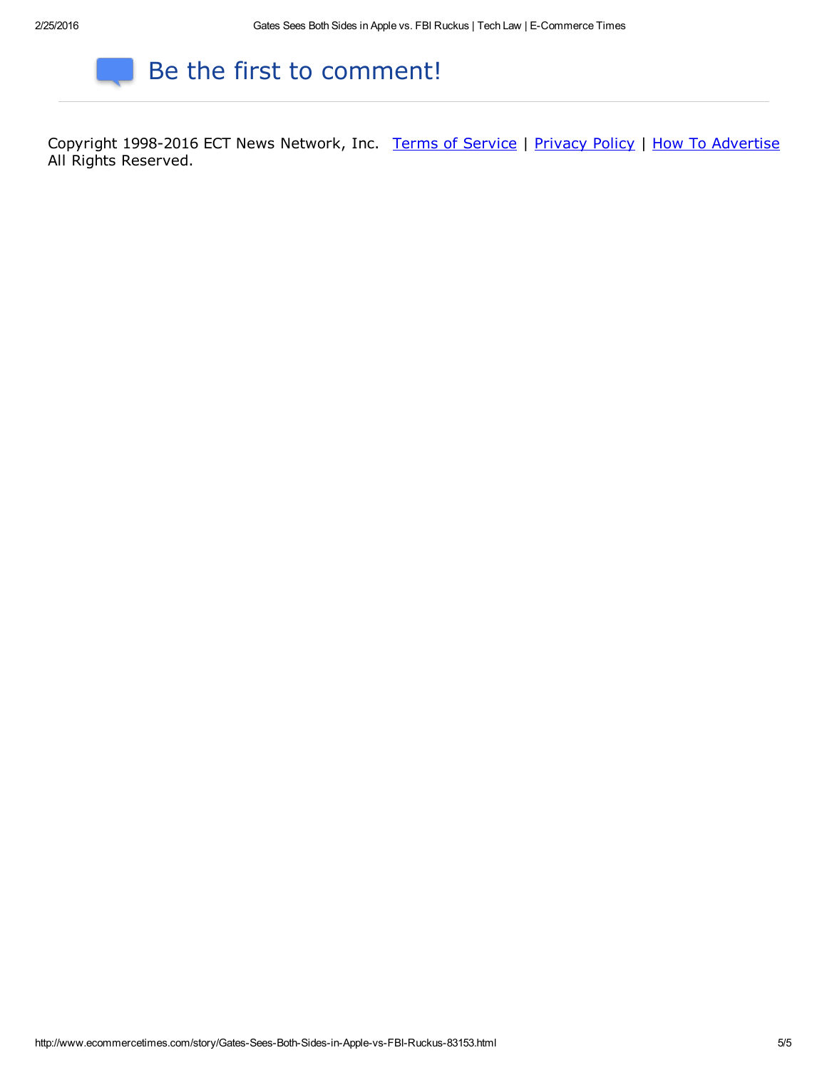Be the first to comment!

Copyright 1998-2016 ECT News Network, Inc. All Rights Reserved. Terms of Service | Privacy Policy | How To Advertise